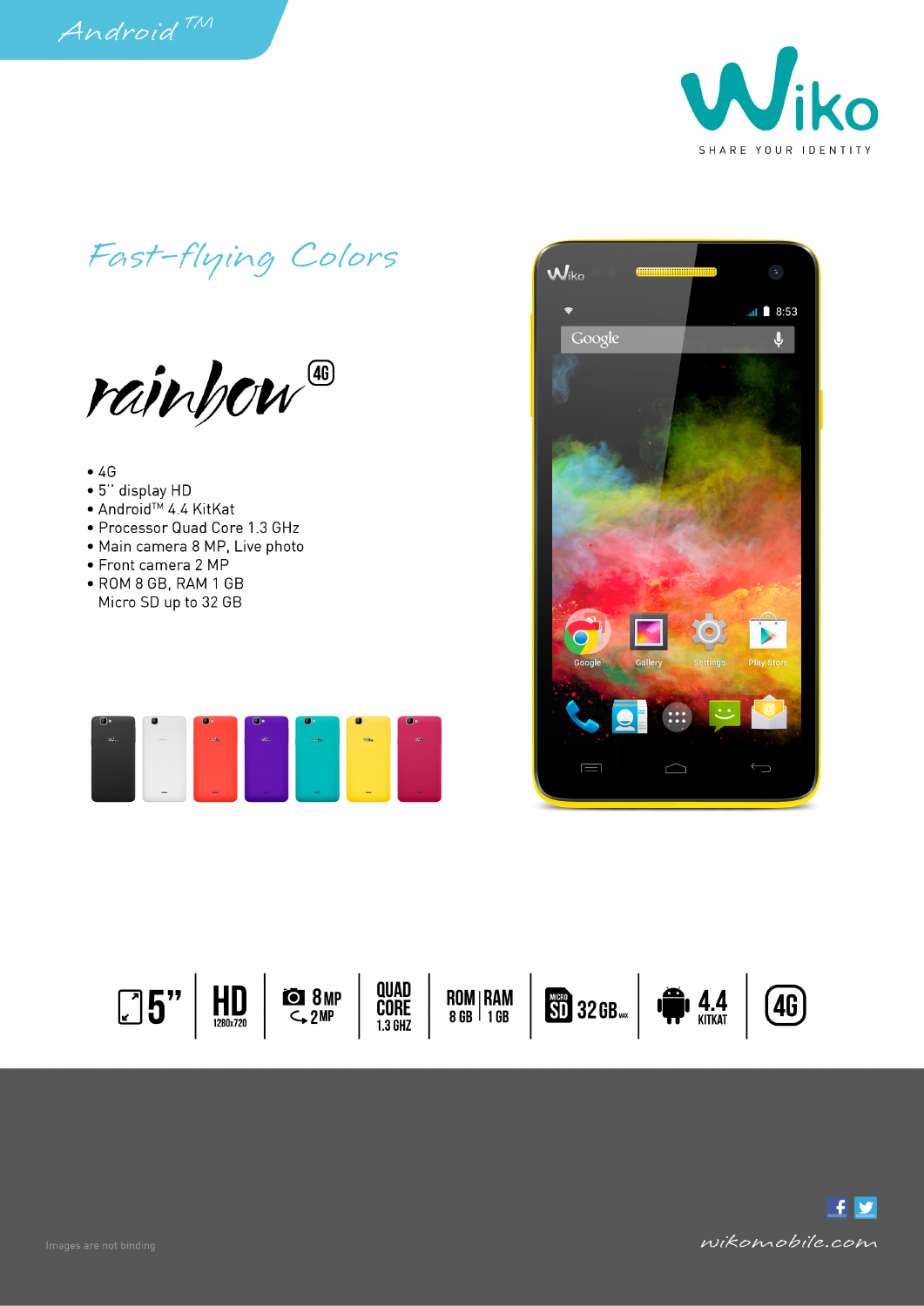Android™

Wiko

SHARE YOUR IDENTITY

# Fast-flying Colors

## rainbow 4G

- 4G
- 5'' display HD
- Android™ 4.4 KitKat
- Processor Quad Core 1.3 GHz
- Main camera 8 MP, Live photo
- Front camera 2 MP
- ROM 8 GB, RAM 1 GB
  Micro SD up to 32 GB

5'' | HD 1280x720 | 8 MP 2 MP | QUAD CORE 1.3 GHZ | ROM 8 GB RAM 1 GB | MICRO SD 32 GB MAX | 4.4 KITKAT | 4G

Images are not binding

wikomobile.com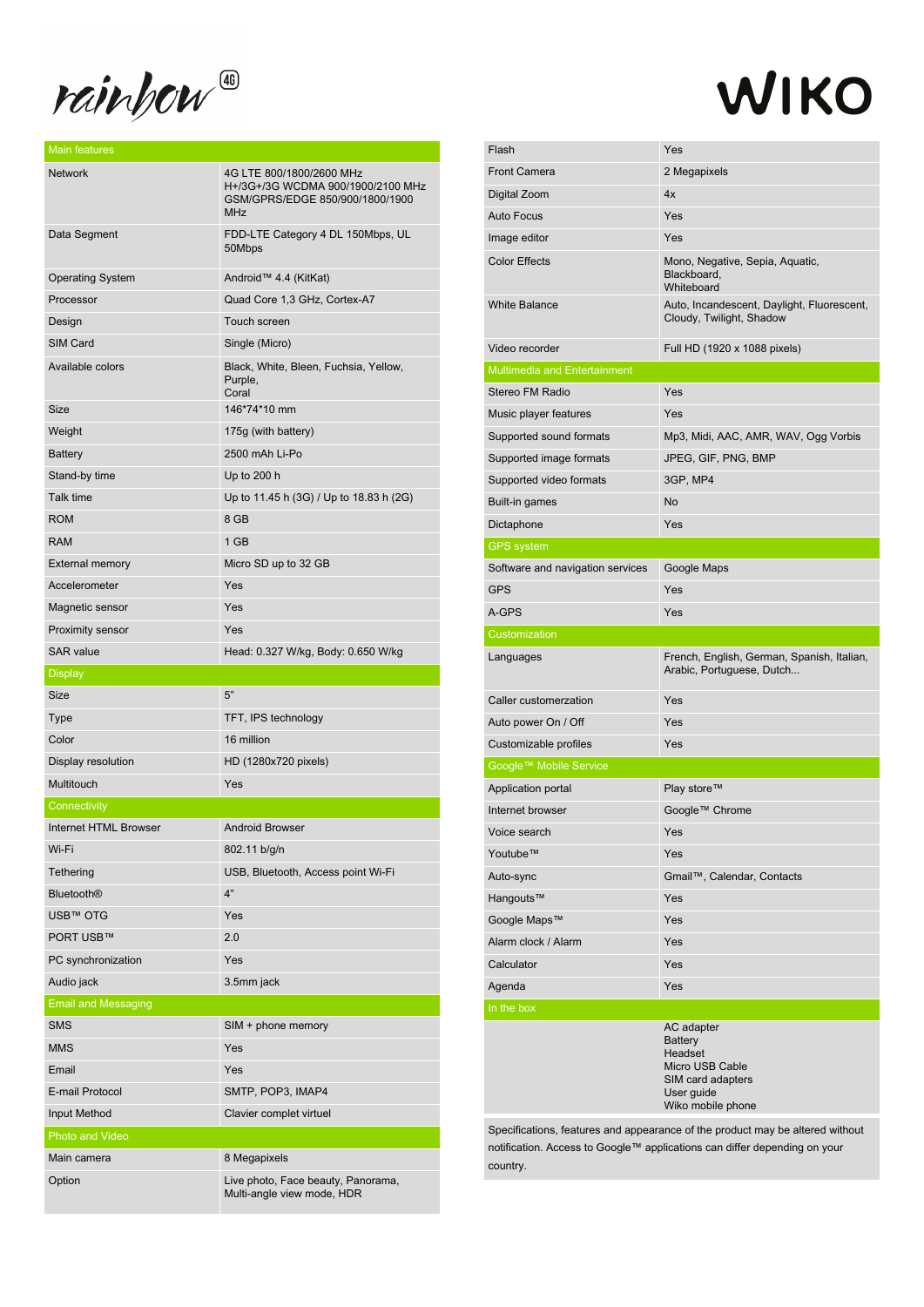# rainbow 4G

# WIKO

| Main features | |
|---|---|
| Network | 4G LTE 800/1800/2600 MHz H+/3G+/3G WCDMA 900/1900/2100 MHz GSM/GPRS/EDGE 850/900/1800/1900 MHz |
| Data Segment | FDD-LTE Category 4 DL 150Mbps, UL 50Mbps |
| Operating System | Android™ 4.4 (KitKat) |
| Processor | Quad Core 1,3 GHz, Cortex-A7 |
| Design | Touch screen |
| SIM Card | Single (Micro) |
| Available colors | Black, White, Bleen, Fuchsia, Yellow, Purple, Coral |
| Size | 146*74*10 mm |
| Weight | 175g (with battery) |
| Battery | 2500 mAh Li-Po |
| Stand-by time | Up to 200 h |
| Talk time | Up to 11.45 h (3G) / Up to 18.83 h (2G) |
| ROM | 8 GB |
| RAM | 1 GB |
| External memory | Micro SD up to 32 GB |
| Accelerometer | Yes |
| Magnetic sensor | Yes |
| Proximity sensor | Yes |
| SAR value | Head: 0.327 W/kg, Body: 0.650 W/kg |
| **Display** | |
| Size | 5" |
| Type | TFT, IPS technology |
| Color | 16 million |
| Display resolution | HD (1280x720 pixels) |
| Multitouch | Yes |
| **Connectivity** | |
| Internet HTML Browser | Android Browser |
| Wi-Fi | 802.11 b/g/n |
| Tethering | USB, Bluetooth, Access point Wi-Fi |
| Bluetooth® | 4" |
| USB™ OTG | Yes |
| PORT USB™ | 2.0 |
| PC synchronization | Yes |
| Audio jack | 3.5mm jack |
| **Email and Messaging** | |
| SMS | SIM + phone memory |
| MMS | Yes |
| Email | Yes |
| E-mail Protocol | SMTP, POP3, IMAP4 |
| Input Method | Clavier complet virtuel |
| **Photo and Video** | |
| Main camera | 8 Megapixels |
| Option | Live photo, Face beauty, Panorama, Multi-angle view mode, HDR |
| Flash | Yes |
| Front Camera | 2 Megapixels |
| Digital Zoom | 4x |
| Auto Focus | Yes |
| Image editor | Yes |
| Color Effects | Mono, Negative, Sepia, Aquatic, Blackboard, Whiteboard |
| White Balance | Auto, Incandescent, Daylight, Fluorescent, Cloudy, Twilight, Shadow |
| Video recorder | Full HD (1920 x 1088 pixels) |
| **Multimedia and Entertainment** | |
| Stereo FM Radio | Yes |
| Music player features | Yes |
| Supported sound formats | Mp3, Midi, AAC, AMR, WAV, Ogg Vorbis |
| Supported image formats | JPEG, GIF, PNG, BMP |
| Supported video formats | 3GP, MP4 |
| Built-in games | No |
| Dictaphone | Yes |
| **GPS system** | |
| Software and navigation services | Google Maps |
| GPS | Yes |
| A-GPS | Yes |
| **Customization** | |
| Languages | French, English, German, Spanish, Italian, Arabic, Portuguese, Dutch... |
| Caller customerzation | Yes |
| Auto power On / Off | Yes |
| Customizable profiles | Yes |
| **Google™ Mobile Service** | |
| Application portal | Play store™ |
| Internet browser | Google™ Chrome |
| Voice search | Yes |
| Youtube™ | Yes |
| Auto-sync | Gmail™, Calendar, Contacts |
| Hangouts™ | Yes |
| Google Maps™ | Yes |
| Alarm clock / Alarm | Yes |
| Calculator | Yes |
| Agenda | Yes |
| **In the box** | |
| | AC adapter<br>Battery<br>Headset<br>Micro USB Cable<br>SIM card adapters<br>User guide<br>Wiko mobile phone |

Specifications, features and appearance of the product may be altered without notification. Access to Google™ applications can differ depending on your country.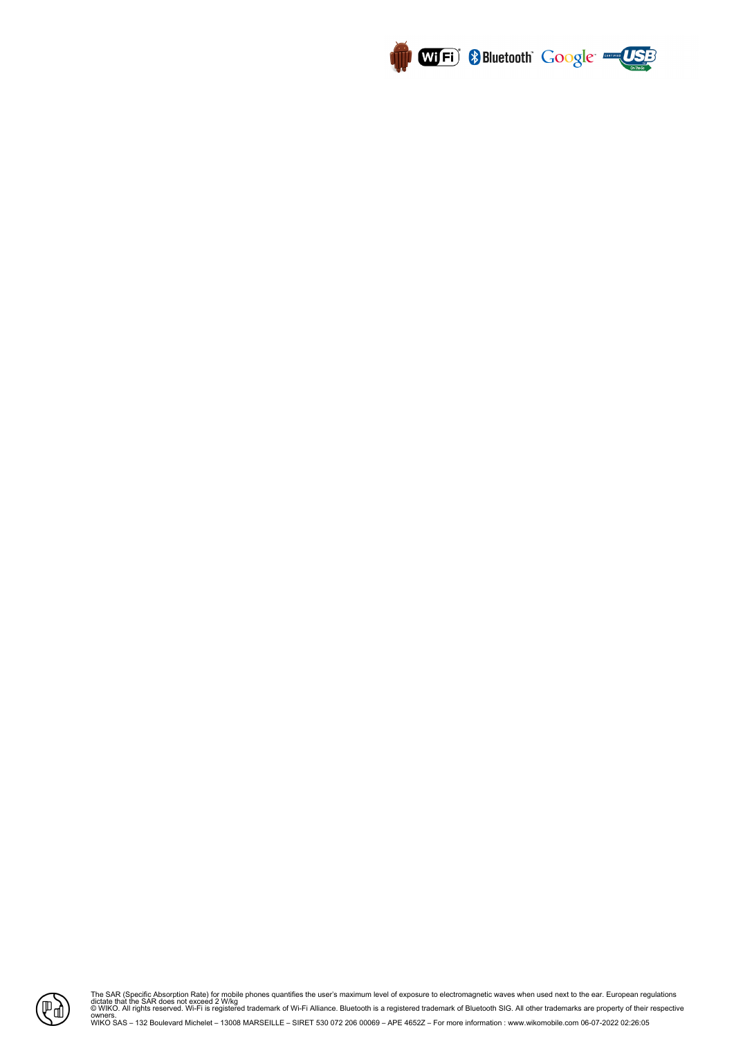The SAR (Specific Absorption Rate) for mobile phones quantifies the user's maximum level of exposure to electromagnetic waves when used next to the ear. European regulations dictate that the SAR does not exceed 2 W/kg

© WIKO. All rights reserved. Wi-Fi is registered trademark of Wi-Fi Alliance. Bluetooth is a registered trademark of Bluetooth SIG. All other trademarks are property of their respective owners.

WIKO SAS – 132 Boulevard Michelet – 13008 MARSEILLE – SIRET 530 072 206 00069 – APE 4652Z – For more information : www.wikomobile.com 06-07-2022 02:26:05